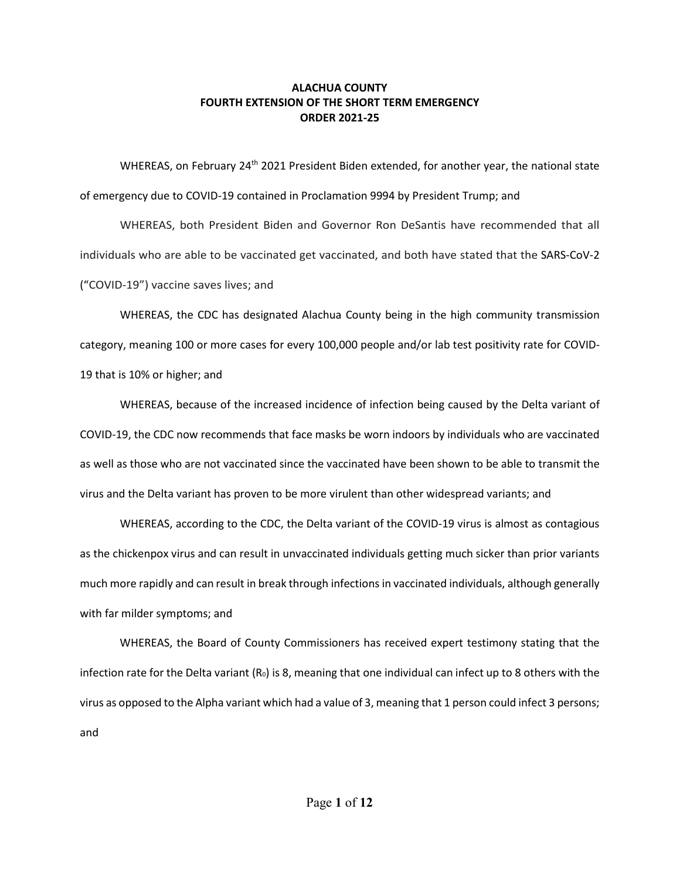**ALACHUA COUNTY**
**FOURTH EXTENSION OF THE SHORT TERM EMERGENCY**
**ORDER 2021-25**

WHEREAS, on February 24th 2021 President Biden extended, for another year, the national state of emergency due to COVID-19 contained in Proclamation 9994 by President Trump; and

WHEREAS, both President Biden and Governor Ron DeSantis have recommended that all individuals who are able to be vaccinated get vaccinated, and both have stated that the SARS-CoV-2 ("COVID-19") vaccine saves lives; and

WHEREAS, the CDC has designated Alachua County being in the high community transmission category, meaning 100 or more cases for every 100,000 people and/or lab test positivity rate for COVID-19 that is 10% or higher; and

WHEREAS, because of the increased incidence of infection being caused by the Delta variant of COVID-19, the CDC now recommends that face masks be worn indoors by individuals who are vaccinated as well as those who are not vaccinated since the vaccinated have been shown to be able to transmit the virus and the Delta variant has proven to be more virulent than other widespread variants; and

WHEREAS, according to the CDC, the Delta variant of the COVID-19 virus is almost as contagious as the chickenpox virus and can result in unvaccinated individuals getting much sicker than prior variants much more rapidly and can result in break through infections in vaccinated individuals, although generally with far milder symptoms; and

WHEREAS, the Board of County Commissioners has received expert testimony stating that the infection rate for the Delta variant ($R_0$) is 8, meaning that one individual can infect up to 8 others with the virus as opposed to the Alpha variant which had a value of 3, meaning that 1 person could infect 3 persons; and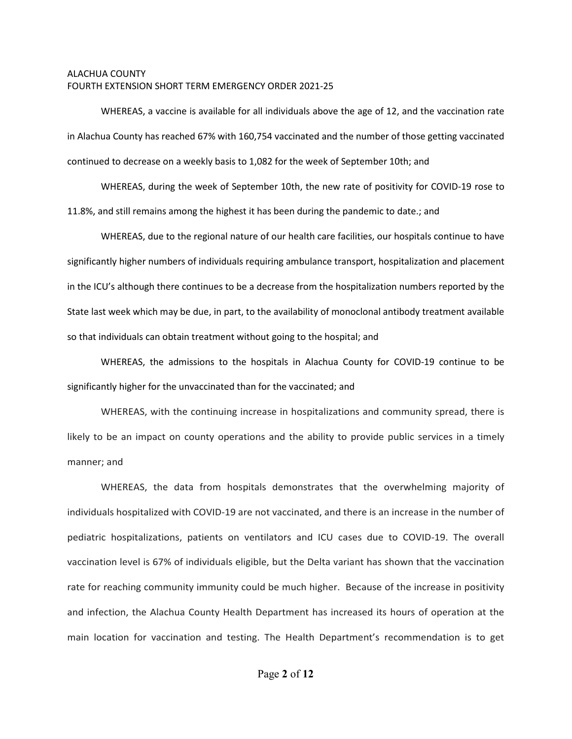ALACHUA COUNTY
FOURTH EXTENSION SHORT TERM EMERGENCY ORDER 2021-25

WHEREAS, a vaccine is available for all individuals above the age of 12, and the vaccination rate in Alachua County has reached 67% with 160,754 vaccinated and the number of those getting vaccinated continued to decrease on a weekly basis to 1,082 for the week of September 10th; and

WHEREAS, during the week of September 10th, the new rate of positivity for COVID-19 rose to 11.8%, and still remains among the highest it has been during the pandemic to date.; and

WHEREAS, due to the regional nature of our health care facilities, our hospitals continue to have significantly higher numbers of individuals requiring ambulance transport, hospitalization and placement in the ICU's although there continues to be a decrease from the hospitalization numbers reported by the State last week which may be due, in part, to the availability of monoclonal antibody treatment available so that individuals can obtain treatment without going to the hospital; and

WHEREAS, the admissions to the hospitals in Alachua County for COVID-19 continue to be significantly higher for the unvaccinated than for the vaccinated; and

WHEREAS, with the continuing increase in hospitalizations and community spread, there is likely to be an impact on county operations and the ability to provide public services in a timely manner; and

WHEREAS, the data from hospitals demonstrates that the overwhelming majority of individuals hospitalized with COVID-19 are not vaccinated, and there is an increase in the number of pediatric hospitalizations, patients on ventilators and ICU cases due to COVID-19. The overall vaccination level is 67% of individuals eligible, but the Delta variant has shown that the vaccination rate for reaching community immunity could be much higher. Because of the increase in positivity and infection, the Alachua County Health Department has increased its hours of operation at the main location for vaccination and testing. The Health Department's recommendation is to get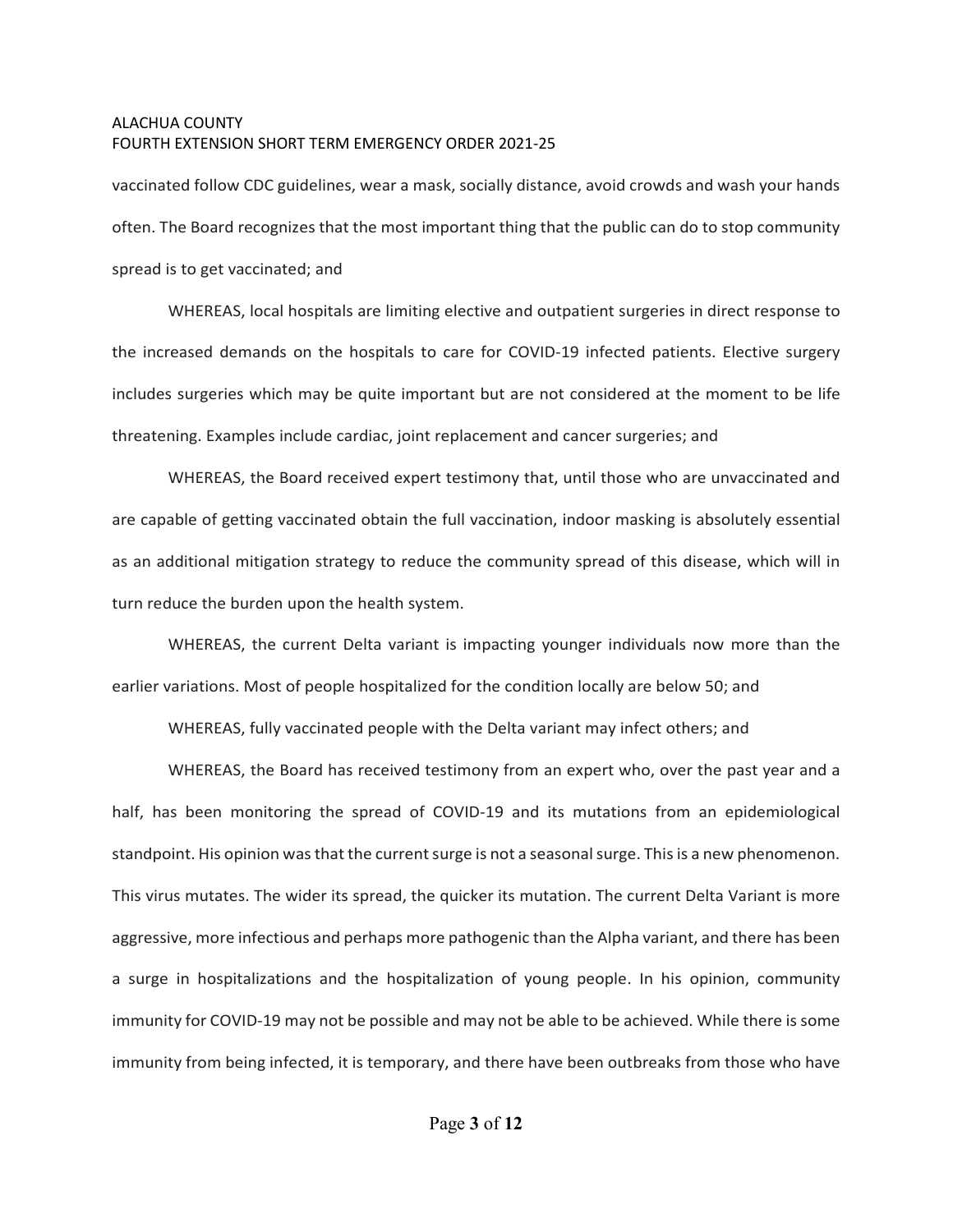vaccinated follow CDC guidelines, wear a mask, socially distance, avoid crowds and wash your hands often. The Board recognizes that the most important thing that the public can do to stop community spread is to get vaccinated; and

WHEREAS, local hospitals are limiting elective and outpatient surgeries in direct response to the increased demands on the hospitals to care for COVID-19 infected patients. Elective surgery includes surgeries which may be quite important but are not considered at the moment to be life threatening. Examples include cardiac, joint replacement and cancer surgeries; and

WHEREAS, the Board received expert testimony that, until those who are unvaccinated and are capable of getting vaccinated obtain the full vaccination, indoor masking is absolutely essential as an additional mitigation strategy to reduce the community spread of this disease, which will in turn reduce the burden upon the health system.

WHEREAS, the current Delta variant is impacting younger individuals now more than the earlier variations. Most of people hospitalized for the condition locally are below 50; and

WHEREAS, fully vaccinated people with the Delta variant may infect others; and

WHEREAS, the Board has received testimony from an expert who, over the past year and a half, has been monitoring the spread of COVID-19 and its mutations from an epidemiological standpoint. His opinion was that the current surge is not a seasonal surge. This is a new phenomenon. This virus mutates. The wider its spread, the quicker its mutation. The current Delta Variant is more aggressive, more infectious and perhaps more pathogenic than the Alpha variant, and there has been a surge in hospitalizations and the hospitalization of young people. In his opinion, community immunity for COVID-19 may not be possible and may not be able to be achieved. While there is some immunity from being infected, it is temporary, and there have been outbreaks from those who have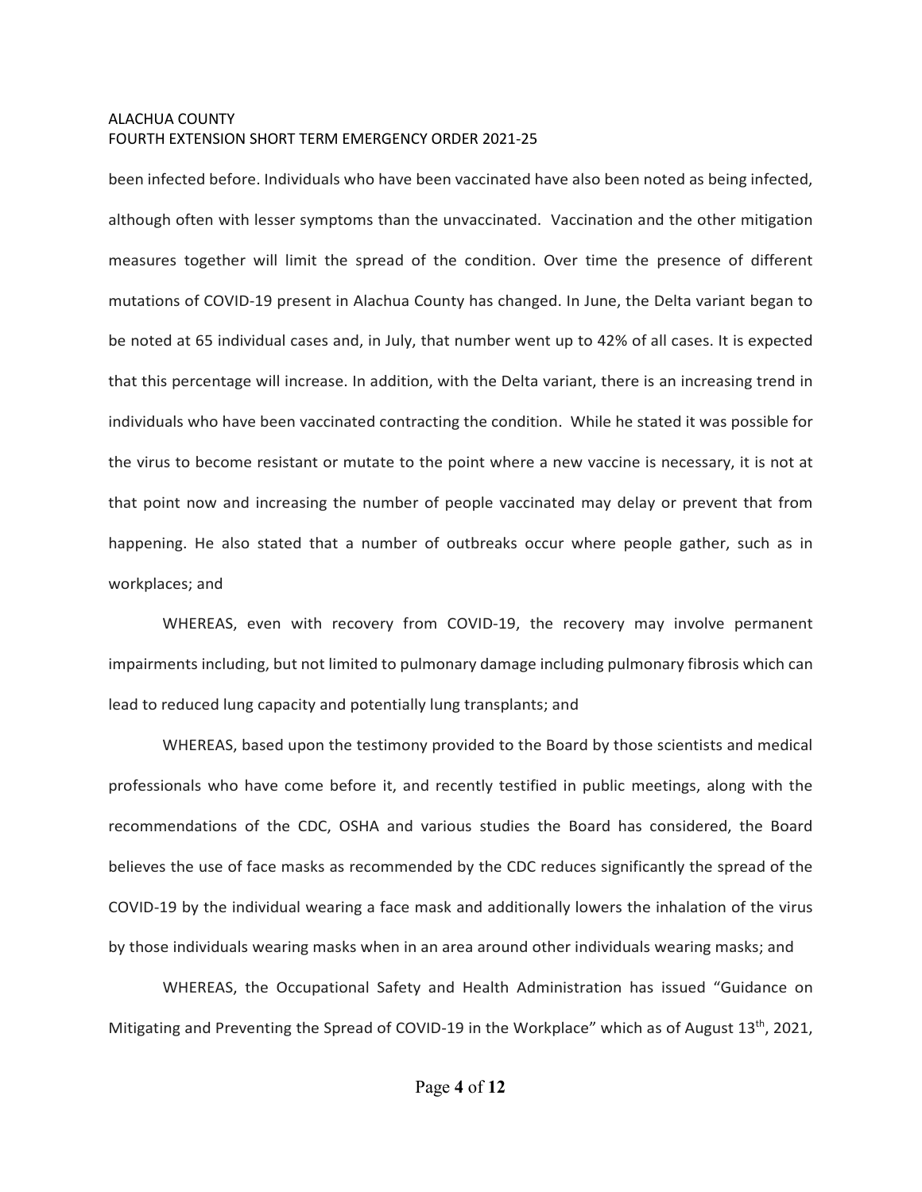been infected before. Individuals who have been vaccinated have also been noted as being infected, although often with lesser symptoms than the unvaccinated. Vaccination and the other mitigation measures together will limit the spread of the condition. Over time the presence of different mutations of COVID-19 present in Alachua County has changed. In June, the Delta variant began to be noted at 65 individual cases and, in July, that number went up to 42% of all cases. It is expected that this percentage will increase. In addition, with the Delta variant, there is an increasing trend in individuals who have been vaccinated contracting the condition. While he stated it was possible for the virus to become resistant or mutate to the point where a new vaccine is necessary, it is not at that point now and increasing the number of people vaccinated may delay or prevent that from happening. He also stated that a number of outbreaks occur where people gather, such as in workplaces; and

WHEREAS, even with recovery from COVID-19, the recovery may involve permanent impairments including, but not limited to pulmonary damage including pulmonary fibrosis which can lead to reduced lung capacity and potentially lung transplants; and

WHEREAS, based upon the testimony provided to the Board by those scientists and medical professionals who have come before it, and recently testified in public meetings, along with the recommendations of the CDC, OSHA and various studies the Board has considered, the Board believes the use of face masks as recommended by the CDC reduces significantly the spread of the COVID-19 by the individual wearing a face mask and additionally lowers the inhalation of the virus by those individuals wearing masks when in an area around other individuals wearing masks; and

WHEREAS, the Occupational Safety and Health Administration has issued "Guidance on Mitigating and Preventing the Spread of COVID-19 in the Workplace" which as of August 13th, 2021,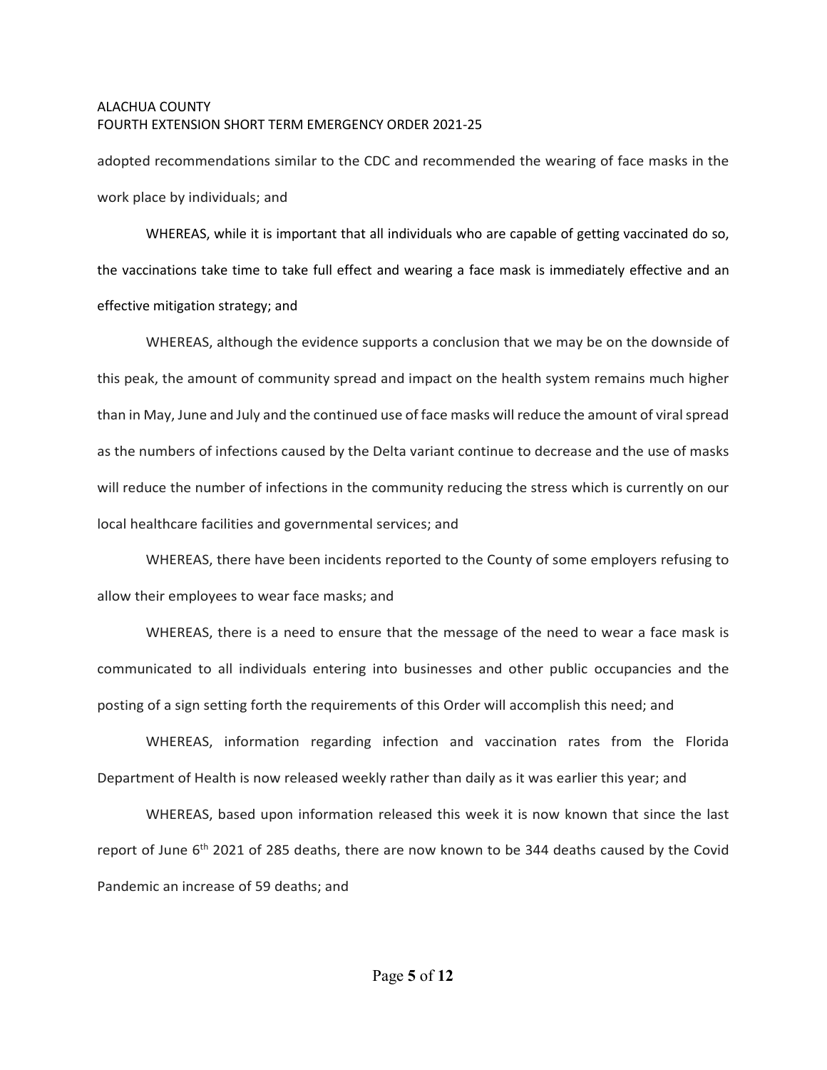adopted recommendations similar to the CDC and recommended the wearing of face masks in the work place by individuals; and

WHEREAS, while it is important that all individuals who are capable of getting vaccinated do so, the vaccinations take time to take full effect and wearing a face mask is immediately effective and an effective mitigation strategy; and

WHEREAS, although the evidence supports a conclusion that we may be on the downside of this peak, the amount of community spread and impact on the health system remains much higher than in May, June and July and the continued use of face masks will reduce the amount of viral spread as the numbers of infections caused by the Delta variant continue to decrease and the use of masks will reduce the number of infections in the community reducing the stress which is currently on our local healthcare facilities and governmental services; and

WHEREAS, there have been incidents reported to the County of some employers refusing to allow their employees to wear face masks; and

WHEREAS, there is a need to ensure that the message of the need to wear a face mask is communicated to all individuals entering into businesses and other public occupancies and the posting of a sign setting forth the requirements of this Order will accomplish this need; and

WHEREAS, information regarding infection and vaccination rates from the Florida Department of Health is now released weekly rather than daily as it was earlier this year; and

WHEREAS, based upon information released this week it is now known that since the last report of June 6th 2021 of 285 deaths, there are now known to be 344 deaths caused by the Covid Pandemic an increase of 59 deaths; and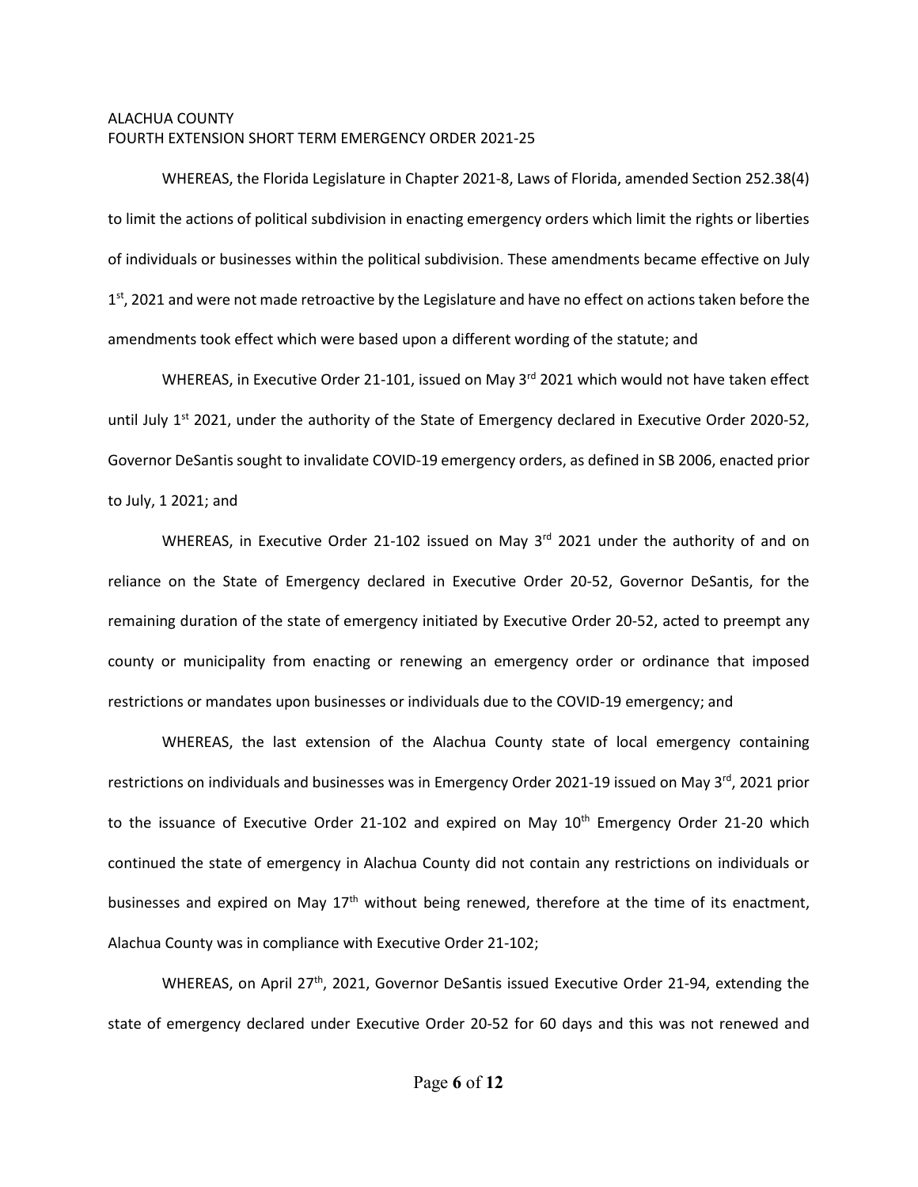ALACHUA COUNTY
FOURTH EXTENSION SHORT TERM EMERGENCY ORDER 2021-25

WHEREAS, the Florida Legislature in Chapter 2021-8, Laws of Florida, amended Section 252.38(4) to limit the actions of political subdivision in enacting emergency orders which limit the rights or liberties of individuals or businesses within the political subdivision. These amendments became effective on July 1st, 2021 and were not made retroactive by the Legislature and have no effect on actions taken before the amendments took effect which were based upon a different wording of the statute; and

WHEREAS, in Executive Order 21-101, issued on May 3rd 2021 which would not have taken effect until July 1st 2021, under the authority of the State of Emergency declared in Executive Order 2020-52, Governor DeSantis sought to invalidate COVID-19 emergency orders, as defined in SB 2006, enacted prior to July, 1 2021; and

WHEREAS, in Executive Order 21-102 issued on May 3rd 2021 under the authority of and on reliance on the State of Emergency declared in Executive Order 20-52, Governor DeSantis, for the remaining duration of the state of emergency initiated by Executive Order 20-52, acted to preempt any county or municipality from enacting or renewing an emergency order or ordinance that imposed restrictions or mandates upon businesses or individuals due to the COVID-19 emergency; and

WHEREAS, the last extension of the Alachua County state of local emergency containing restrictions on individuals and businesses was in Emergency Order 2021-19 issued on May 3rd, 2021 prior to the issuance of Executive Order 21-102 and expired on May 10th Emergency Order 21-20 which continued the state of emergency in Alachua County did not contain any restrictions on individuals or businesses and expired on May 17th without being renewed, therefore at the time of its enactment, Alachua County was in compliance with Executive Order 21-102;

WHEREAS, on April 27th, 2021, Governor DeSantis issued Executive Order 21-94, extending the state of emergency declared under Executive Order 20-52 for 60 days and this was not renewed and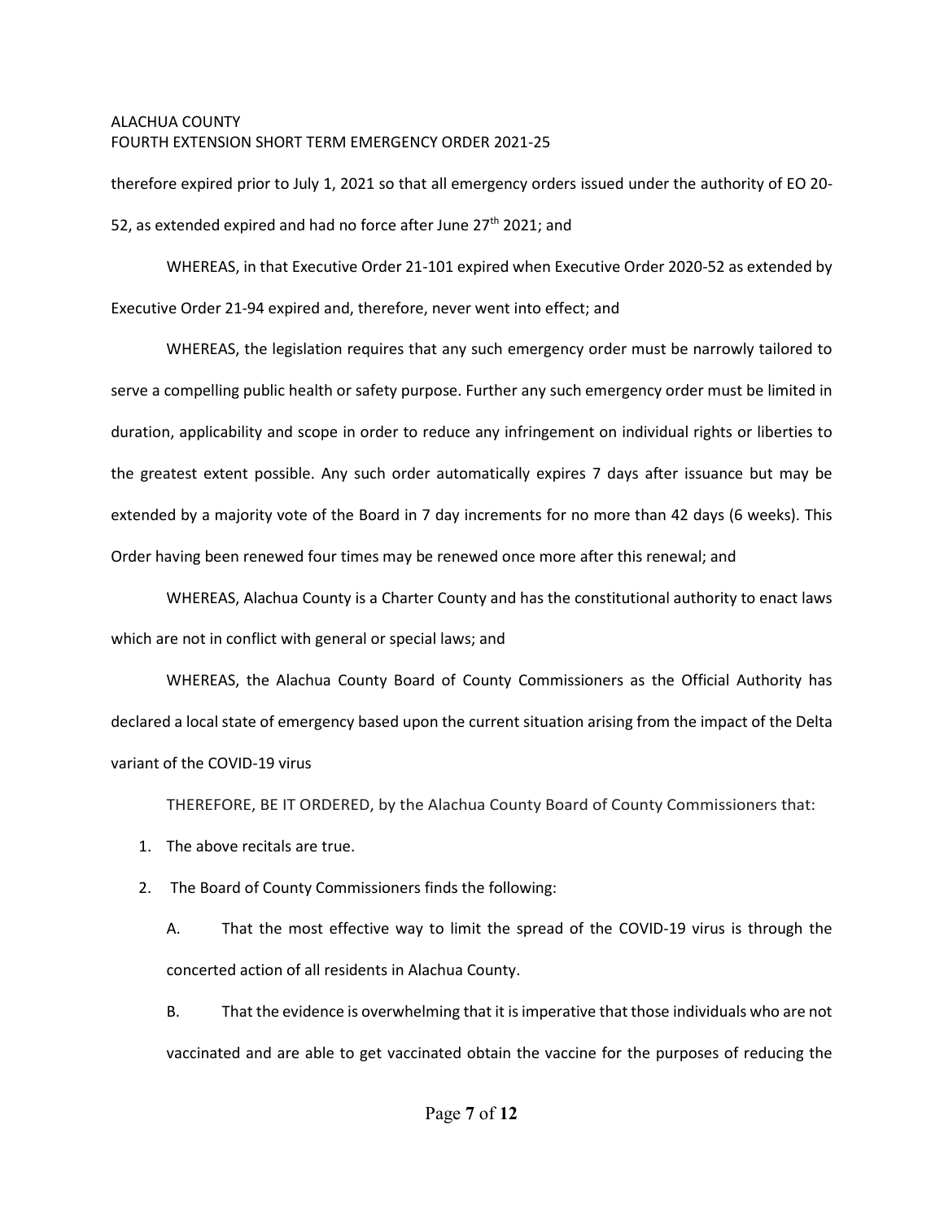therefore expired prior to July 1, 2021 so that all emergency orders issued under the authority of EO 20-52, as extended expired and had no force after June 27th 2021; and

WHEREAS, in that Executive Order 21-101 expired when Executive Order 2020-52 as extended by Executive Order 21-94 expired and, therefore, never went into effect; and

WHEREAS, the legislation requires that any such emergency order must be narrowly tailored to serve a compelling public health or safety purpose. Further any such emergency order must be limited in duration, applicability and scope in order to reduce any infringement on individual rights or liberties to the greatest extent possible. Any such order automatically expires 7 days after issuance but may be extended by a majority vote of the Board in 7 day increments for no more than 42 days (6 weeks). This Order having been renewed four times may be renewed once more after this renewal; and

WHEREAS, Alachua County is a Charter County and has the constitutional authority to enact laws which are not in conflict with general or special laws; and

WHEREAS, the Alachua County Board of County Commissioners as the Official Authority has declared a local state of emergency based upon the current situation arising from the impact of the Delta variant of the COVID-19 virus

THEREFORE, BE IT ORDERED, by the Alachua County Board of County Commissioners that:

1. The above recitals are true.
2. The Board of County Commissioners finds the following:

   A. That the most effective way to limit the spread of the COVID-19 virus is through the concerted action of all residents in Alachua County.

   B. That the evidence is overwhelming that it is imperative that those individuals who are not vaccinated and are able to get vaccinated obtain the vaccine for the purposes of reducing the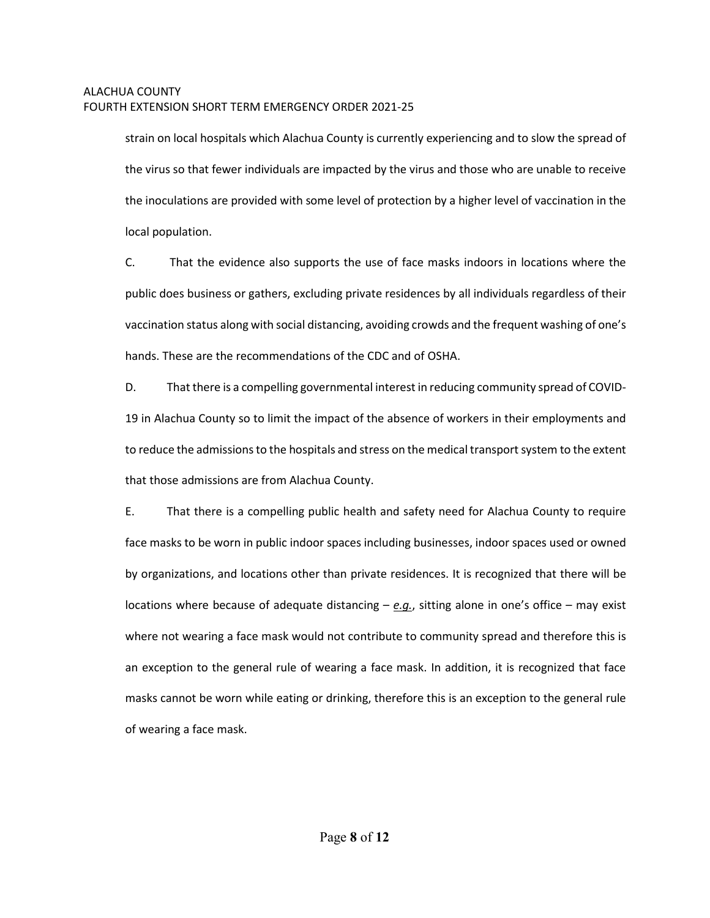strain on local hospitals which Alachua County is currently experiencing and to slow the spread of the virus so that fewer individuals are impacted by the virus and those who are unable to receive the inoculations are provided with some level of protection by a higher level of vaccination in the local population.

C. That the evidence also supports the use of face masks indoors in locations where the public does business or gathers, excluding private residences by all individuals regardless of their vaccination status along with social distancing, avoiding crowds and the frequent washing of one's hands. These are the recommendations of the CDC and of OSHA.

D. That there is a compelling governmental interest in reducing community spread of COVID-19 in Alachua County so to limit the impact of the absence of workers in their employments and to reduce the admissions to the hospitals and stress on the medical transport system to the extent that those admissions are from Alachua County.

E. That there is a compelling public health and safety need for Alachua County to require face masks to be worn in public indoor spaces including businesses, indoor spaces used or owned by organizations, and locations other than private residences. It is recognized that there will be locations where because of adequate distancing – ***e.g.***, sitting alone in one's office – may exist where not wearing a face mask would not contribute to community spread and therefore this is an exception to the general rule of wearing a face mask. In addition, it is recognized that face masks cannot be worn while eating or drinking, therefore this is an exception to the general rule of wearing a face mask.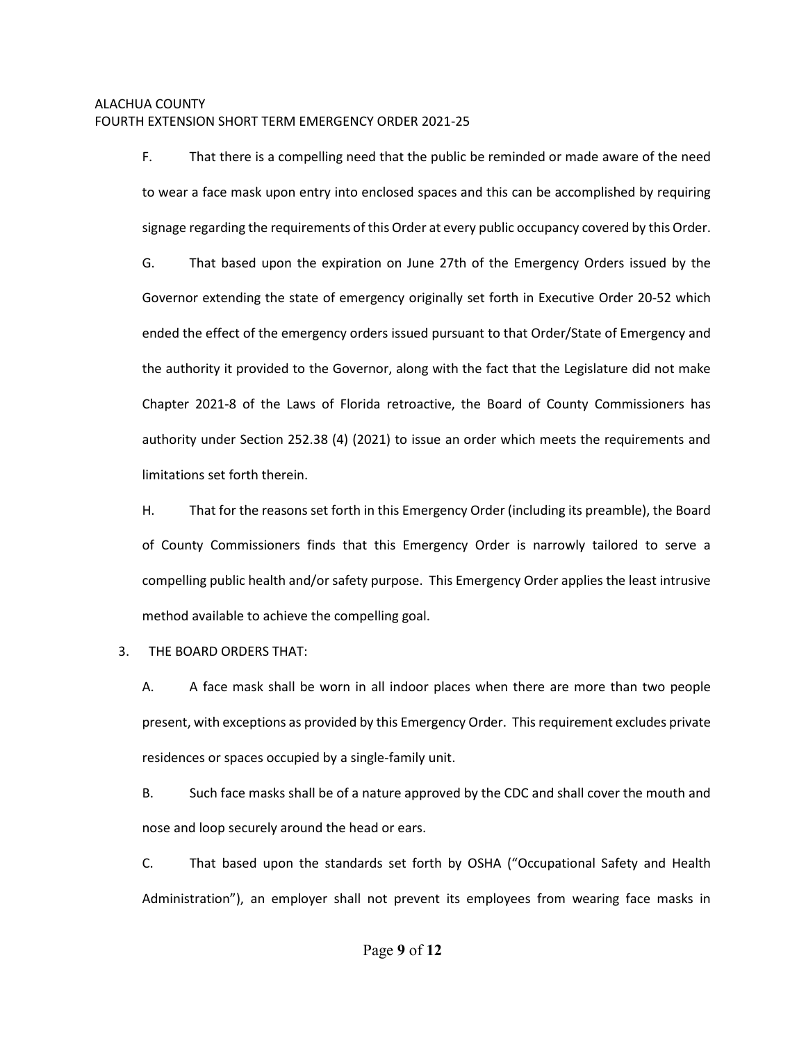F. That there is a compelling need that the public be reminded or made aware of the need to wear a face mask upon entry into enclosed spaces and this can be accomplished by requiring signage regarding the requirements of this Order at every public occupancy covered by this Order.

G. That based upon the expiration on June 27th of the Emergency Orders issued by the Governor extending the state of emergency originally set forth in Executive Order 20-52 which ended the effect of the emergency orders issued pursuant to that Order/State of Emergency and the authority it provided to the Governor, along with the fact that the Legislature did not make Chapter 2021-8 of the Laws of Florida retroactive, the Board of County Commissioners has authority under Section 252.38 (4) (2021) to issue an order which meets the requirements and limitations set forth therein.

H. That for the reasons set forth in this Emergency Order (including its preamble), the Board of County Commissioners finds that this Emergency Order is narrowly tailored to serve a compelling public health and/or safety purpose. This Emergency Order applies the least intrusive method available to achieve the compelling goal.

3. THE BOARD ORDERS THAT:

A. A face mask shall be worn in all indoor places when there are more than two people present, with exceptions as provided by this Emergency Order. This requirement excludes private residences or spaces occupied by a single-family unit.

B. Such face masks shall be of a nature approved by the CDC and shall cover the mouth and nose and loop securely around the head or ears.

C. That based upon the standards set forth by OSHA ("Occupational Safety and Health Administration"), an employer shall not prevent its employees from wearing face masks in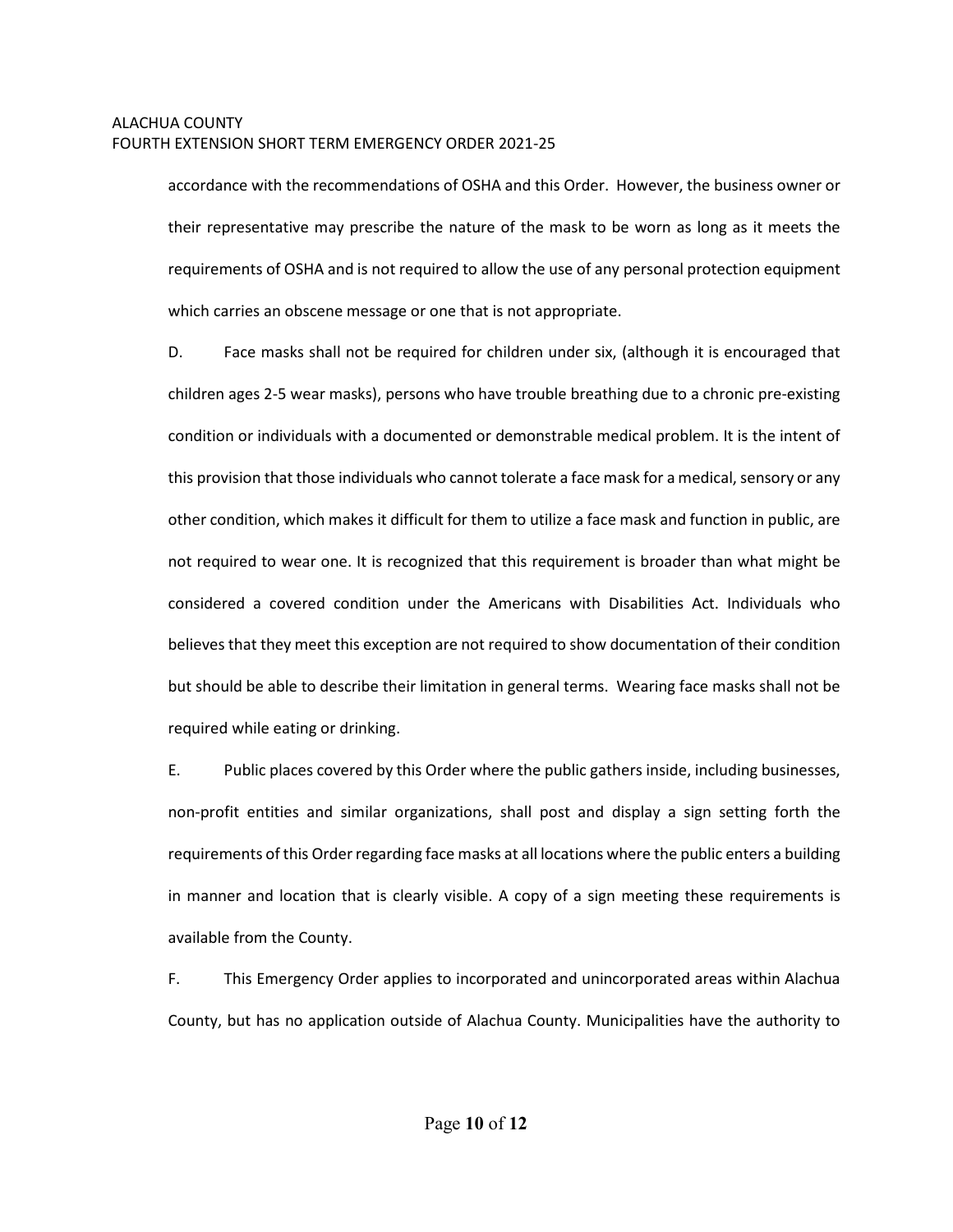accordance with the recommendations of OSHA and this Order. However, the business owner or their representative may prescribe the nature of the mask to be worn as long as it meets the requirements of OSHA and is not required to allow the use of any personal protection equipment which carries an obscene message or one that is not appropriate.

D. Face masks shall not be required for children under six, (although it is encouraged that children ages 2-5 wear masks), persons who have trouble breathing due to a chronic pre-existing condition or individuals with a documented or demonstrable medical problem. It is the intent of this provision that those individuals who cannot tolerate a face mask for a medical, sensory or any other condition, which makes it difficult for them to utilize a face mask and function in public, are not required to wear one. It is recognized that this requirement is broader than what might be considered a covered condition under the Americans with Disabilities Act. Individuals who believes that they meet this exception are not required to show documentation of their condition but should be able to describe their limitation in general terms. Wearing face masks shall not be required while eating or drinking.

E. Public places covered by this Order where the public gathers inside, including businesses, non-profit entities and similar organizations, shall post and display a sign setting forth the requirements of this Order regarding face masks at all locations where the public enters a building in manner and location that is clearly visible. A copy of a sign meeting these requirements is available from the County.

F. This Emergency Order applies to incorporated and unincorporated areas within Alachua County, but has no application outside of Alachua County. Municipalities have the authority to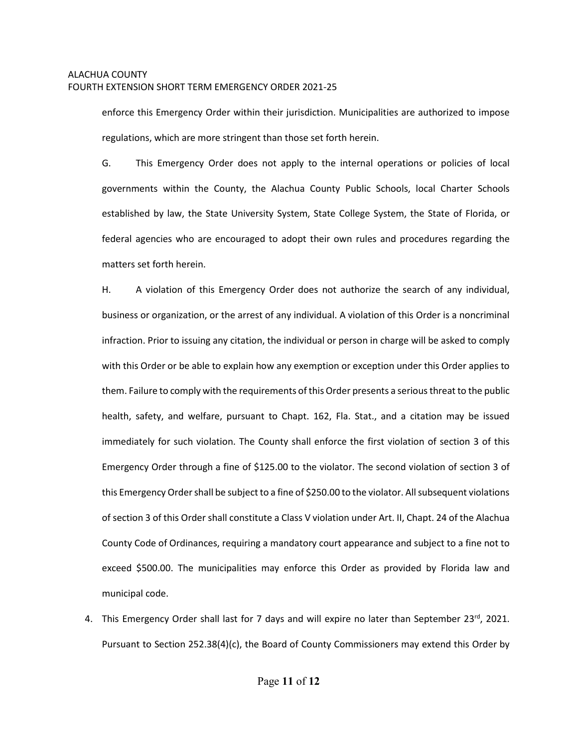enforce this Emergency Order within their jurisdiction. Municipalities are authorized to impose regulations, which are more stringent than those set forth herein.

G. This Emergency Order does not apply to the internal operations or policies of local governments within the County, the Alachua County Public Schools, local Charter Schools established by law, the State University System, State College System, the State of Florida, or federal agencies who are encouraged to adopt their own rules and procedures regarding the matters set forth herein.

H. A violation of this Emergency Order does not authorize the search of any individual, business or organization, or the arrest of any individual. A violation of this Order is a noncriminal infraction. Prior to issuing any citation, the individual or person in charge will be asked to comply with this Order or be able to explain how any exemption or exception under this Order applies to them. Failure to comply with the requirements of this Order presents a serious threat to the public health, safety, and welfare, pursuant to Chapt. 162, Fla. Stat., and a citation may be issued immediately for such violation. The County shall enforce the first violation of section 3 of this Emergency Order through a fine of $125.00 to the violator. The second violation of section 3 of this Emergency Order shall be subject to a fine of $250.00 to the violator. All subsequent violations of section 3 of this Order shall constitute a Class V violation under Art. II, Chapt. 24 of the Alachua County Code of Ordinances, requiring a mandatory court appearance and subject to a fine not to exceed $500.00. The municipalities may enforce this Order as provided by Florida law and municipal code.

4. This Emergency Order shall last for 7 days and will expire no later than September 23rd, 2021. Pursuant to Section 252.38(4)(c), the Board of County Commissioners may extend this Order by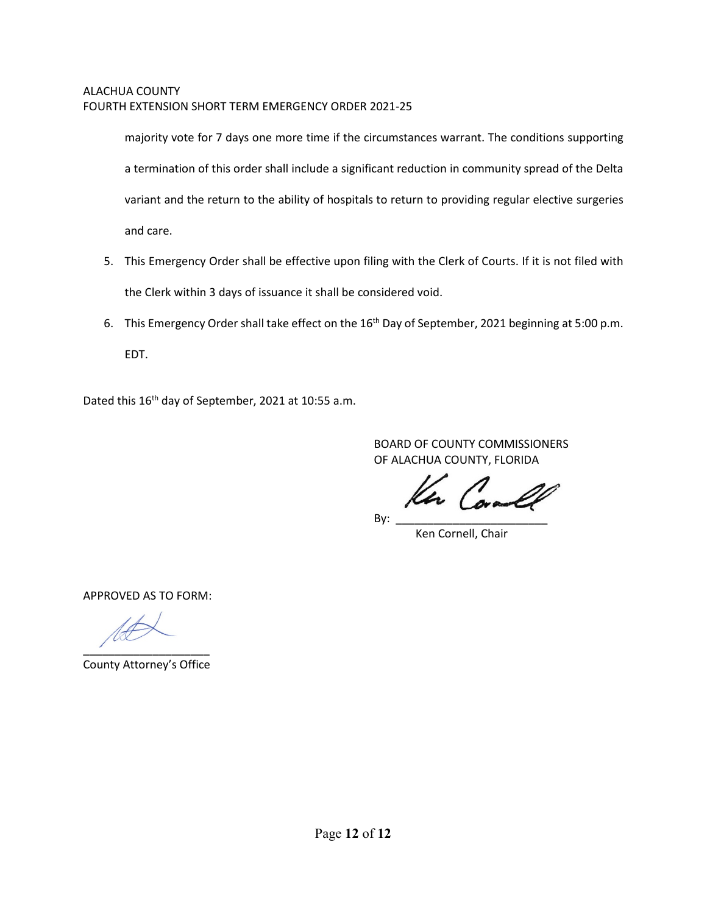majority vote for 7 days one more time if the circumstances warrant. The conditions supporting a termination of this order shall include a significant reduction in community spread of the Delta variant and the return to the ability of hospitals to return to providing regular elective surgeries and care.

5. This Emergency Order shall be effective upon filing with the Clerk of Courts. If it is not filed with the Clerk within 3 days of issuance it shall be considered void.
6. This Emergency Order shall take effect on the 16th Day of September, 2021 beginning at 5:00 p.m. EDT.

Dated this 16th day of September, 2021 at 10:55 a.m.

BOARD OF COUNTY COMMISSIONERS
OF ALACHUA COUNTY, FLORIDA

By: ________________________
Ken Cornell, Chair

APPROVED AS TO FORM:

____________________
County Attorney's Office